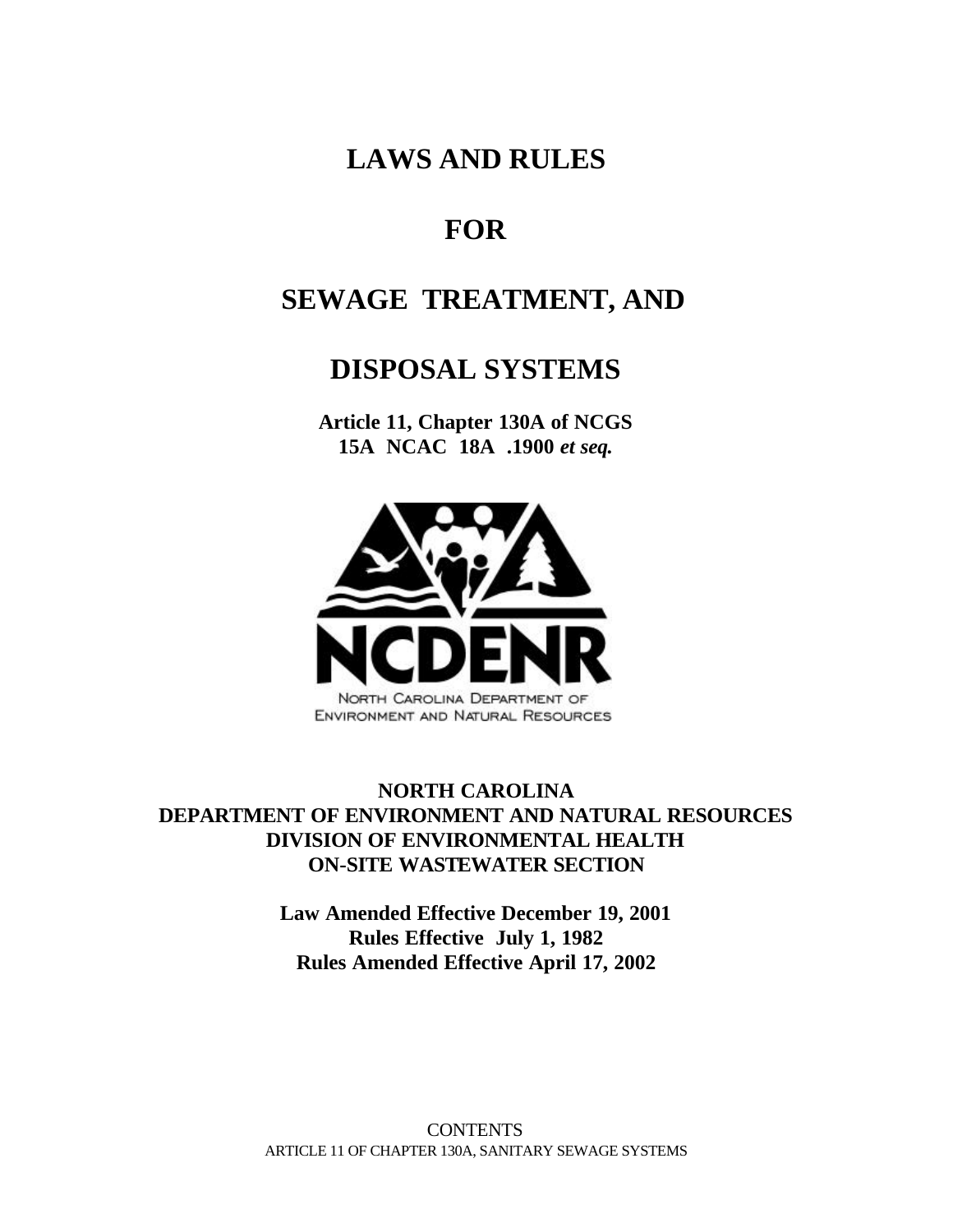# LAWS AND RULES

# FOR

# SEWAGE TREATMENT, AND

# DISPOSAL SYSTEMS

**Article 11, Chapter 130A of NCGS**
**15A NCAC 18A .1900 *et seq.***

NCDENR

NORTH CAROLINA DEPARTMENT OF ENVIRONMENT AND NATURAL RESOURCES

**NORTH CAROLINA**
**DEPARTMENT OF ENVIRONMENT AND NATURAL RESOURCES**
**DIVISION OF ENVIRONMENTAL HEALTH**
**ON-SITE WASTEWATER SECTION**

**Law Amended Effective December 19, 2001**
**Rules Effective July 1, 1982**
**Rules Amended Effective April 17, 2002**

CONTENTS
ARTICLE 11 OF CHAPTER 130A, SANITARY SEWAGE SYSTEMS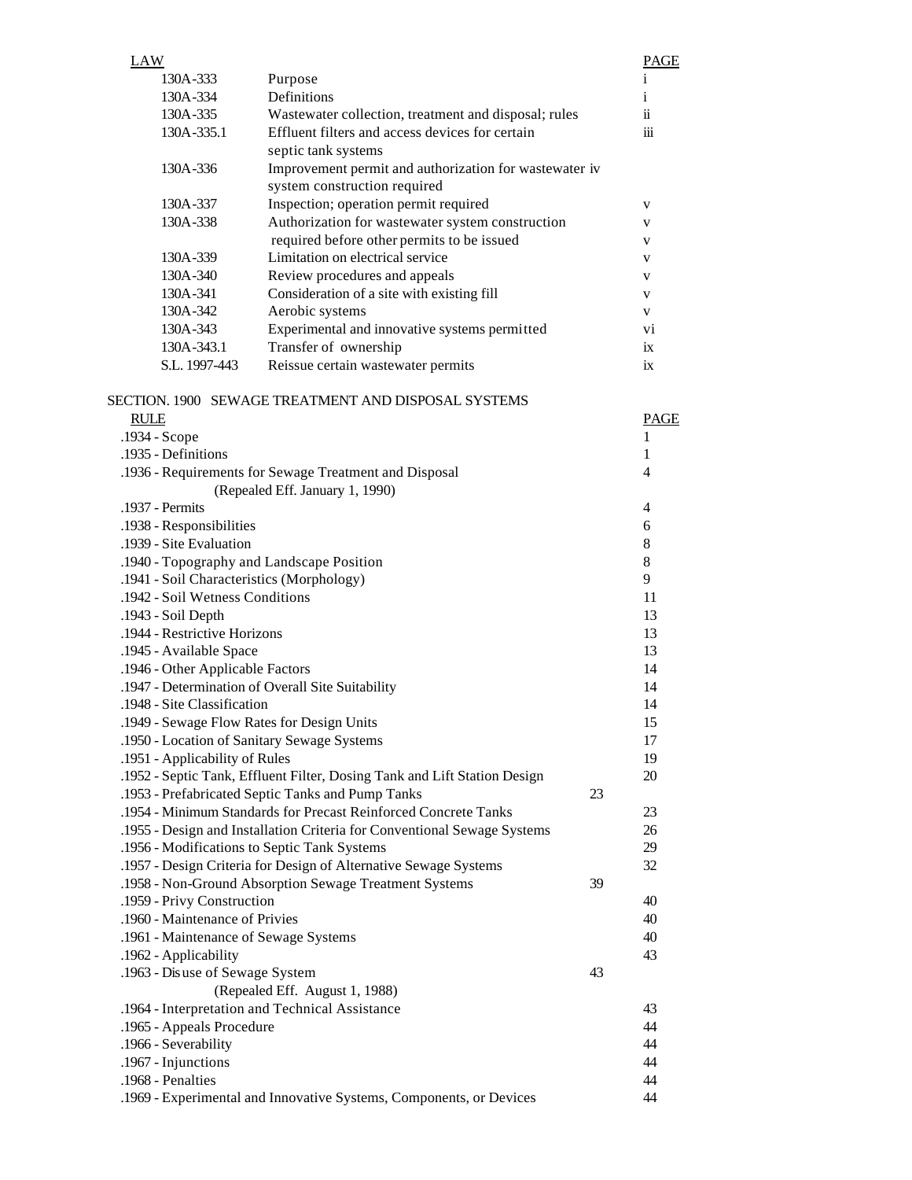| LAW | | PAGE |
|---|---|---|
| 130A-333 | Purpose | i |
| 130A-334 | Definitions | i |
| 130A-335 | Wastewater collection, treatment and disposal; rules | ii |
| 130A-335.1 | Effluent filters and access devices for certain septic tank systems | iii |
| 130A-336 | Improvement permit and authorization for wastewater system construction required | iv |
| 130A-337 | Inspection; operation permit required | v |
| 130A-338 | Authorization for wastewater system construction required before other permits to be issued | v |
| 130A-339 | Limitation on electrical service | v |
| 130A-340 | Review procedures and appeals | v |
| 130A-341 | Consideration of a site with existing fill | v |
| 130A-342 | Aerobic systems | v |
| 130A-343 | Experimental and innovative systems permitted | vi |
| 130A-343.1 | Transfer of ownership | ix |
| S.L. 1997-443 | Reissue certain wastewater permits | ix |

## SECTION. 1900 SEWAGE TREATMENT AND DISPOSAL SYSTEMS

| RULE | PAGE |
|---|---|
| .1934 - Scope | 1 |
| .1935 - Definitions | 1 |
| .1936 - Requirements for Sewage Treatment and Disposal (Repealed Eff. January 1, 1990) | 4 |
| .1937 - Permits | 4 |
| .1938 - Responsibilities | 6 |
| .1939 - Site Evaluation | 8 |
| .1940 - Topography and Landscape Position | 8 |
| .1941 - Soil Characteristics (Morphology) | 9 |
| .1942 - Soil Wetness Conditions | 11 |
| .1943 - Soil Depth | 13 |
| .1944 - Restrictive Horizons | 13 |
| .1945 - Available Space | 13 |
| .1946 - Other Applicable Factors | 14 |
| .1947 - Determination of Overall Site Suitability | 14 |
| .1948 - Site Classification | 14 |
| .1949 - Sewage Flow Rates for Design Units | 15 |
| .1950 - Location of Sanitary Sewage Systems | 17 |
| .1951 - Applicability of Rules | 19 |
| .1952 - Septic Tank, Effluent Filter, Dosing Tank and Lift Station Design | 20 |
| .1953 - Prefabricated Septic Tanks and Pump Tanks | 23 |
| .1954 - Minimum Standards for Precast Reinforced Concrete Tanks | 23 |
| .1955 - Design and Installation Criteria for Conventional Sewage Systems | 26 |
| .1956 - Modifications to Septic Tank Systems | 29 |
| .1957 - Design Criteria for Design of Alternative Sewage Systems | 32 |
| .1958 - Non-Ground Absorption Sewage Treatment Systems | 39 |
| .1959 - Privy Construction | 40 |
| .1960 - Maintenance of Privies | 40 |
| .1961 - Maintenance of Sewage Systems | 40 |
| .1962 - Applicability | 43 |
| .1963 - Disuse of Sewage System (Repealed Eff. August 1, 1988) | 43 |
| .1964 - Interpretation and Technical Assistance | 43 |
| .1965 - Appeals Procedure | 44 |
| .1966 - Severability | 44 |
| .1967 - Injunctions | 44 |
| .1968 - Penalties | 44 |
| .1969 - Experimental and Innovative Systems, Components, or Devices | 44 |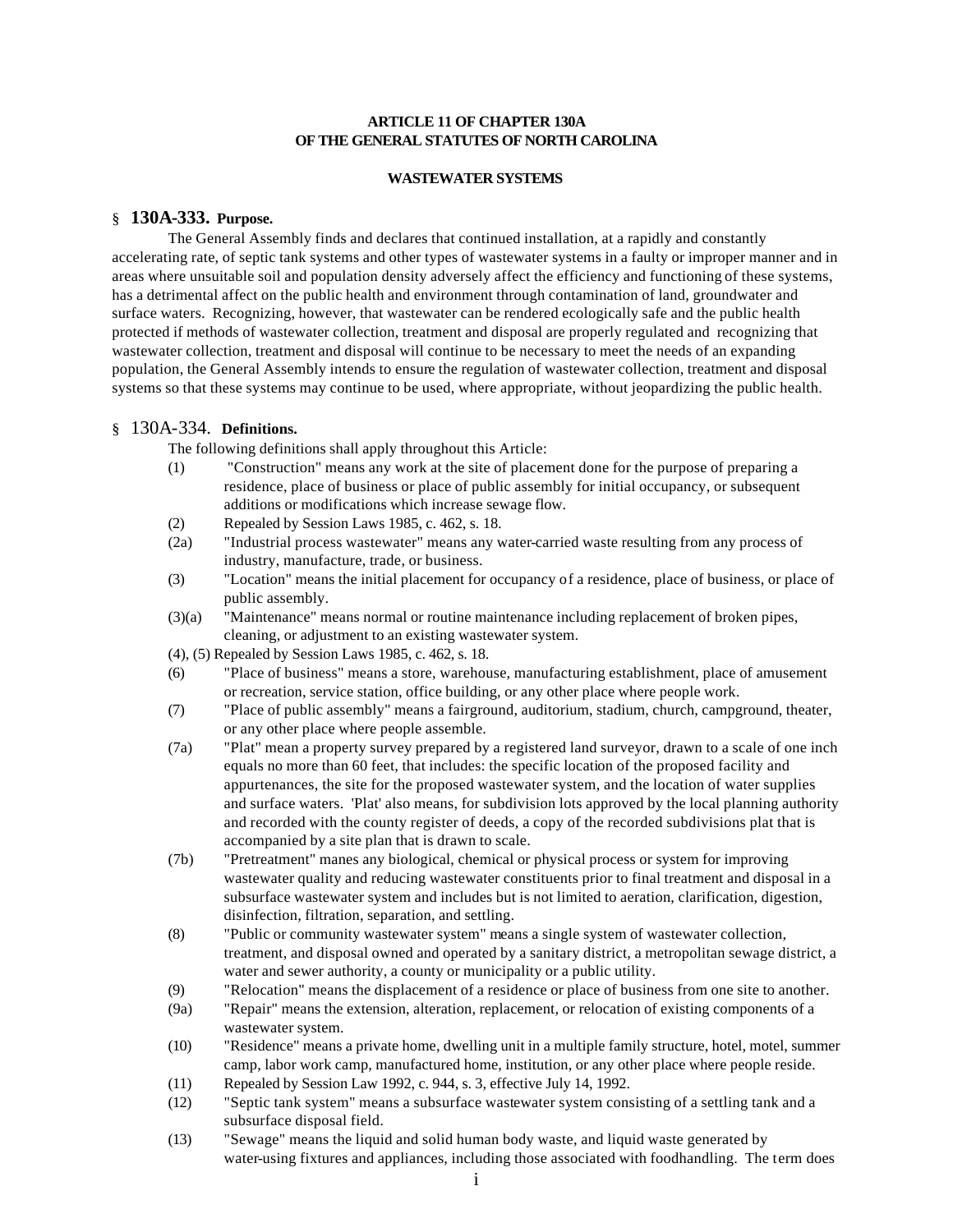**ARTICLE 11 OF CHAPTER 130A**
**OF THE GENERAL STATUTES OF NORTH CAROLINA**

**WASTEWATER SYSTEMS**

## § 130A-333. Purpose.

The General Assembly finds and declares that continued installation, at a rapidly and constantly accelerating rate, of septic tank systems and other types of wastewater systems in a faulty or improper manner and in areas where unsuitable soil and population density adversely affect the efficiency and functioning of these systems, has a detrimental affect on the public health and environment through contamination of land, groundwater and surface waters. Recognizing, however, that wastewater can be rendered ecologically safe and the public health protected if methods of wastewater collection, treatment and disposal are properly regulated and recognizing that wastewater collection, treatment and disposal will continue to be necessary to meet the needs of an expanding population, the General Assembly intends to ensure the regulation of wastewater collection, treatment and disposal systems so that these systems may continue to be used, where appropriate, without jeopardizing the public health.

## § 130A-334. Definitions.

The following definitions shall apply throughout this Article:

(1) "Construction" means any work at the site of placement done for the purpose of preparing a residence, place of business or place of public assembly for initial occupancy, or subsequent additions or modifications which increase sewage flow.

(2) Repealed by Session Laws 1985, c. 462, s. 18.

(2a) "Industrial process wastewater" means any water-carried waste resulting from any process of industry, manufacture, trade, or business.

(3) "Location" means the initial placement for occupancy of a residence, place of business, or place of public assembly.

(3)(a) "Maintenance" means normal or routine maintenance including replacement of broken pipes, cleaning, or adjustment to an existing wastewater system.

(4), (5) Repealed by Session Laws 1985, c. 462, s. 18.

(6) "Place of business" means a store, warehouse, manufacturing establishment, place of amusement or recreation, service station, office building, or any other place where people work.

(7) "Place of public assembly" means a fairground, auditorium, stadium, church, campground, theater, or any other place where people assemble.

(7a) "Plat" mean a property survey prepared by a registered land surveyor, drawn to a scale of one inch equals no more than 60 feet, that includes: the specific location of the proposed facility and appurtenances, the site for the proposed wastewater system, and the location of water supplies and surface waters. 'Plat' also means, for subdivision lots approved by the local planning authority and recorded with the county register of deeds, a copy of the recorded subdivisions plat that is accompanied by a site plan that is drawn to scale.

(7b) "Pretreatment" manes any biological, chemical or physical process or system for improving wastewater quality and reducing wastewater constituents prior to final treatment and disposal in a subsurface wastewater system and includes but is not limited to aeration, clarification, digestion, disinfection, filtration, separation, and settling.

(8) "Public or community wastewater system" means a single system of wastewater collection, treatment, and disposal owned and operated by a sanitary district, a metropolitan sewage district, a water and sewer authority, a county or municipality or a public utility.

(9) "Relocation" means the displacement of a residence or place of business from one site to another.

(9a) "Repair" means the extension, alteration, replacement, or relocation of existing components of a wastewater system.

(10) "Residence" means a private home, dwelling unit in a multiple family structure, hotel, motel, summer camp, labor work camp, manufactured home, institution, or any other place where people reside.

(11) Repealed by Session Law 1992, c. 944, s. 3, effective July 14, 1992.

(12) "Septic tank system" means a subsurface wastewater system consisting of a settling tank and a subsurface disposal field.

(13) "Sewage" means the liquid and solid human body waste, and liquid waste generated by water-using fixtures and appliances, including those associated with foodhandling. The term does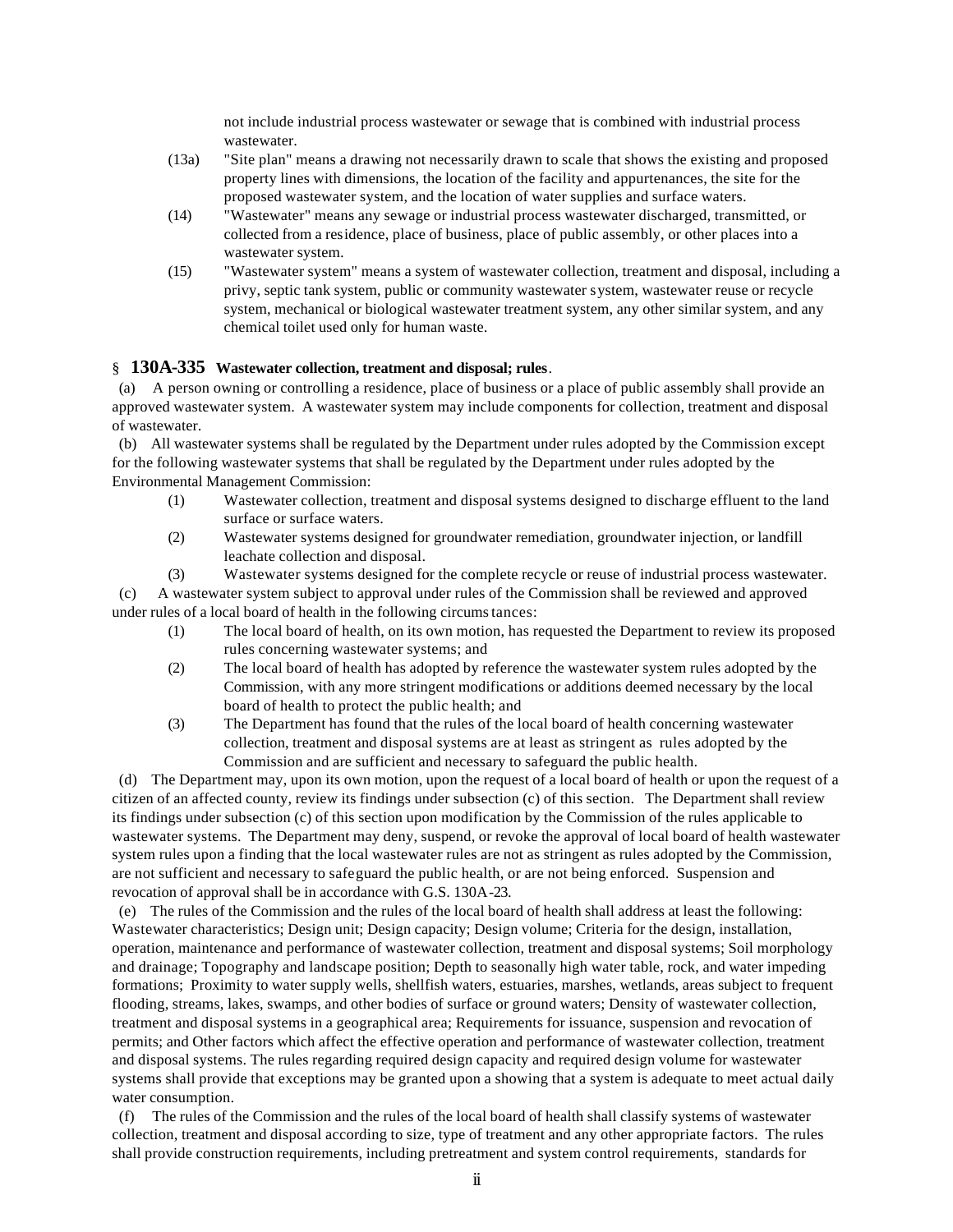not include industrial process wastewater or sewage that is combined with industrial process wastewater.

(13a) "Site plan" means a drawing not necessarily drawn to scale that shows the existing and proposed property lines with dimensions, the location of the facility and appurtenances, the site for the proposed wastewater system, and the location of water supplies and surface waters.

(14) "Wastewater" means any sewage or industrial process wastewater discharged, transmitted, or collected from a residence, place of business, place of public assembly, or other places into a wastewater system.

(15) "Wastewater system" means a system of wastewater collection, treatment and disposal, including a privy, septic tank system, public or community wastewater system, wastewater reuse or recycle system, mechanical or biological wastewater treatment system, any other similar system, and any chemical toilet used only for human waste.

## § 130A-335 Wastewater collection, treatment and disposal; rules.

(a) A person owning or controlling a residence, place of business or a place of public assembly shall provide an approved wastewater system. A wastewater system may include components for collection, treatment and disposal of wastewater.

(b) All wastewater systems shall be regulated by the Department under rules adopted by the Commission except for the following wastewater systems that shall be regulated by the Department under rules adopted by the Environmental Management Commission:

(1) Wastewater collection, treatment and disposal systems designed to discharge effluent to the land surface or surface waters.

(2) Wastewater systems designed for groundwater remediation, groundwater injection, or landfill leachate collection and disposal.

(3) Wastewater systems designed for the complete recycle or reuse of industrial process wastewater.

(c) A wastewater system subject to approval under rules of the Commission shall be reviewed and approved under rules of a local board of health in the following circumstances:

(1) The local board of health, on its own motion, has requested the Department to review its proposed rules concerning wastewater systems; and

(2) The local board of health has adopted by reference the wastewater system rules adopted by the Commission, with any more stringent modifications or additions deemed necessary by the local board of health to protect the public health; and

(3) The Department has found that the rules of the local board of health concerning wastewater collection, treatment and disposal systems are at least as stringent as rules adopted by the Commission and are sufficient and necessary to safeguard the public health.

(d) The Department may, upon its own motion, upon the request of a local board of health or upon the request of a citizen of an affected county, review its findings under subsection (c) of this section. The Department shall review its findings under subsection (c) of this section upon modification by the Commission of the rules applicable to wastewater systems. The Department may deny, suspend, or revoke the approval of local board of health wastewater system rules upon a finding that the local wastewater rules are not as stringent as rules adopted by the Commission, are not sufficient and necessary to safeguard the public health, or are not being enforced. Suspension and revocation of approval shall be in accordance with G.S. 130A-23.

(e) The rules of the Commission and the rules of the local board of health shall address at least the following: Wastewater characteristics; Design unit; Design capacity; Design volume; Criteria for the design, installation, operation, maintenance and performance of wastewater collection, treatment and disposal systems; Soil morphology and drainage; Topography and landscape position; Depth to seasonally high water table, rock, and water impeding formations; Proximity to water supply wells, shellfish waters, estuaries, marshes, wetlands, areas subject to frequent flooding, streams, lakes, swamps, and other bodies of surface or ground waters; Density of wastewater collection, treatment and disposal systems in a geographical area; Requirements for issuance, suspension and revocation of permits; and Other factors which affect the effective operation and performance of wastewater collection, treatment and disposal systems. The rules regarding required design capacity and required design volume for wastewater systems shall provide that exceptions may be granted upon a showing that a system is adequate to meet actual daily water consumption.

(f) The rules of the Commission and the rules of the local board of health shall classify systems of wastewater collection, treatment and disposal according to size, type of treatment and any other appropriate factors. The rules shall provide construction requirements, including pretreatment and system control requirements, standards for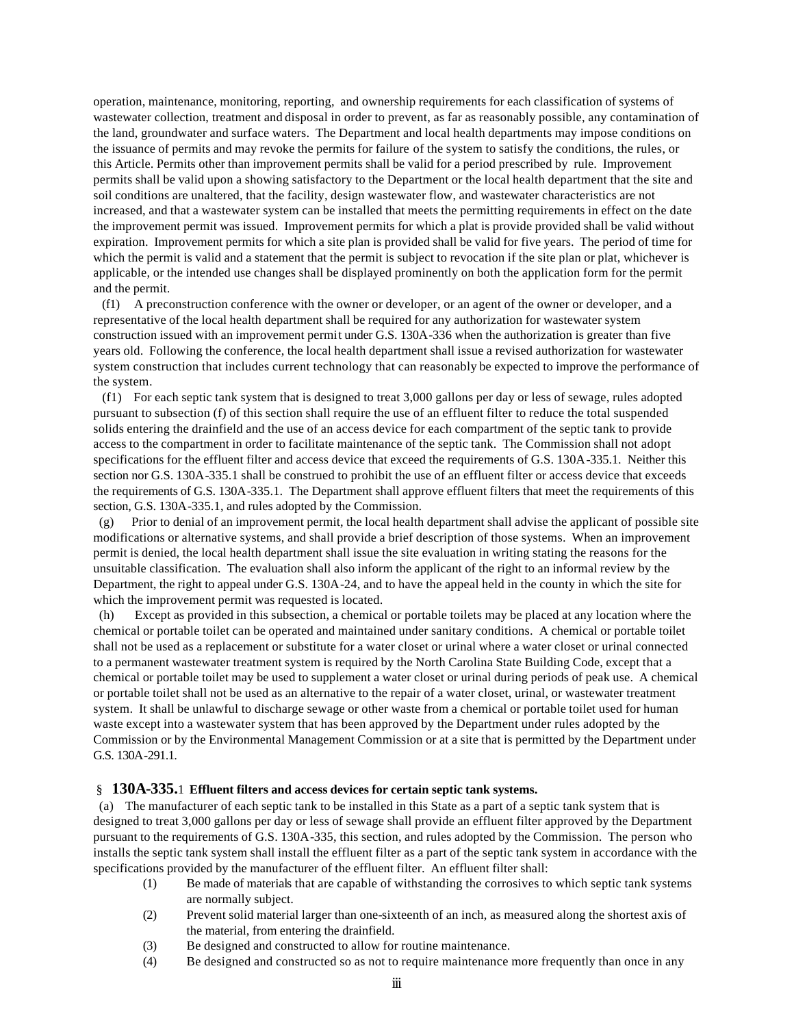operation, maintenance, monitoring, reporting, and ownership requirements for each classification of systems of wastewater collection, treatment and disposal in order to prevent, as far as reasonably possible, any contamination of the land, groundwater and surface waters. The Department and local health departments may impose conditions on the issuance of permits and may revoke the permits for failure of the system to satisfy the conditions, the rules, or this Article. Permits other than improvement permits shall be valid for a period prescribed by rule. Improvement permits shall be valid upon a showing satisfactory to the Department or the local health department that the site and soil conditions are unaltered, that the facility, design wastewater flow, and wastewater characteristics are not increased, and that a wastewater system can be installed that meets the permitting requirements in effect on the date the improvement permit was issued. Improvement permits for which a plat is provide provided shall be valid without expiration. Improvement permits for which a site plan is provided shall be valid for five years. The period of time for which the permit is valid and a statement that the permit is subject to revocation if the site plan or plat, whichever is applicable, or the intended use changes shall be displayed prominently on both the application form for the permit and the permit.

(f1) A preconstruction conference with the owner or developer, or an agent of the owner or developer, and a representative of the local health department shall be required for any authorization for wastewater system construction issued with an improvement permit under G.S. 130A-336 when the authorization is greater than five years old. Following the conference, the local health department shall issue a revised authorization for wastewater system construction that includes current technology that can reasonably be expected to improve the performance of the system.

(f1) For each septic tank system that is designed to treat 3,000 gallons per day or less of sewage, rules adopted pursuant to subsection (f) of this section shall require the use of an effluent filter to reduce the total suspended solids entering the drainfield and the use of an access device for each compartment of the septic tank to provide access to the compartment in order to facilitate maintenance of the septic tank. The Commission shall not adopt specifications for the effluent filter and access device that exceed the requirements of G.S. 130A-335.1. Neither this section nor G.S. 130A-335.1 shall be construed to prohibit the use of an effluent filter or access device that exceeds the requirements of G.S. 130A-335.1. The Department shall approve effluent filters that meet the requirements of this section, G.S. 130A-335.1, and rules adopted by the Commission.

(g) Prior to denial of an improvement permit, the local health department shall advise the applicant of possible site modifications or alternative systems, and shall provide a brief description of those systems. When an improvement permit is denied, the local health department shall issue the site evaluation in writing stating the reasons for the unsuitable classification. The evaluation shall also inform the applicant of the right to an informal review by the Department, the right to appeal under G.S. 130A-24, and to have the appeal held in the county in which the site for which the improvement permit was requested is located.

(h) Except as provided in this subsection, a chemical or portable toilets may be placed at any location where the chemical or portable toilet can be operated and maintained under sanitary conditions. A chemical or portable toilet shall not be used as a replacement or substitute for a water closet or urinal where a water closet or urinal connected to a permanent wastewater treatment system is required by the North Carolina State Building Code, except that a chemical or portable toilet may be used to supplement a water closet or urinal during periods of peak use. A chemical or portable toilet shall not be used as an alternative to the repair of a water closet, urinal, or wastewater treatment system. It shall be unlawful to discharge sewage or other waste from a chemical or portable toilet used for human waste except into a wastewater system that has been approved by the Department under rules adopted by the Commission or by the Environmental Management Commission or at a site that is permitted by the Department under G.S. 130A-291.1.

### § 130A-335.1 Effluent filters and access devices for certain septic tank systems.

(a) The manufacturer of each septic tank to be installed in this State as a part of a septic tank system that is designed to treat 3,000 gallons per day or less of sewage shall provide an effluent filter approved by the Department pursuant to the requirements of G.S. 130A-335, this section, and rules adopted by the Commission. The person who installs the septic tank system shall install the effluent filter as a part of the septic tank system in accordance with the specifications provided by the manufacturer of the effluent filter. An effluent filter shall:

(1) Be made of materials that are capable of withstanding the corrosives to which septic tank systems are normally subject.
(2) Prevent solid material larger than one-sixteenth of an inch, as measured along the shortest axis of the material, from entering the drainfield.
(3) Be designed and constructed to allow for routine maintenance.
(4) Be designed and constructed so as not to require maintenance more frequently than once in any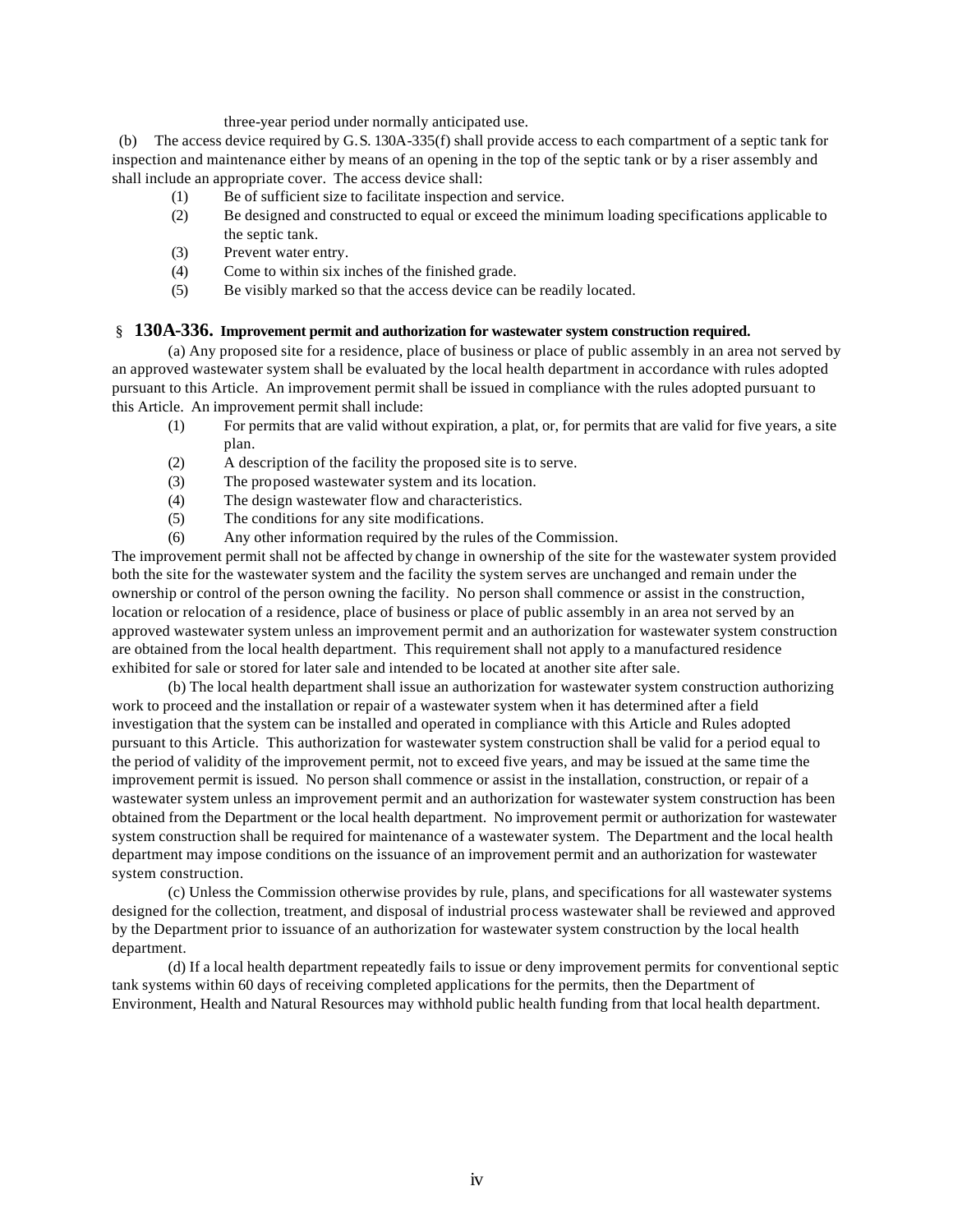three-year period under normally anticipated use.

(b) The access device required by G.S. 130A-335(f) shall provide access to each compartment of a septic tank for inspection and maintenance either by means of an opening in the top of the septic tank or by a riser assembly and shall include an appropriate cover. The access device shall:

(1) Be of sufficient size to facilitate inspection and service.
(2) Be designed and constructed to equal or exceed the minimum loading specifications applicable to the septic tank.
(3) Prevent water entry.
(4) Come to within six inches of the finished grade.
(5) Be visibly marked so that the access device can be readily located.

### § 130A-336. Improvement permit and authorization for wastewater system construction required.

(a) Any proposed site for a residence, place of business or place of public assembly in an area not served by an approved wastewater system shall be evaluated by the local health department in accordance with rules adopted pursuant to this Article. An improvement permit shall be issued in compliance with the rules adopted pursuant to this Article. An improvement permit shall include:

(1) For permits that are valid without expiration, a plat, or, for permits that are valid for five years, a site plan.
(2) A description of the facility the proposed site is to serve.
(3) The proposed wastewater system and its location.
(4) The design wastewater flow and characteristics.
(5) The conditions for any site modifications.
(6) Any other information required by the rules of the Commission.

The improvement permit shall not be affected by change in ownership of the site for the wastewater system provided both the site for the wastewater system and the facility the system serves are unchanged and remain under the ownership or control of the person owning the facility. No person shall commence or assist in the construction, location or relocation of a residence, place of business or place of public assembly in an area not served by an approved wastewater system unless an improvement permit and an authorization for wastewater system construction are obtained from the local health department. This requirement shall not apply to a manufactured residence exhibited for sale or stored for later sale and intended to be located at another site after sale.

(b) The local health department shall issue an authorization for wastewater system construction authorizing work to proceed and the installation or repair of a wastewater system when it has determined after a field investigation that the system can be installed and operated in compliance with this Article and Rules adopted pursuant to this Article. This authorization for wastewater system construction shall be valid for a period equal to the period of validity of the improvement permit, not to exceed five years, and may be issued at the same time the improvement permit is issued. No person shall commence or assist in the installation, construction, or repair of a wastewater system unless an improvement permit and an authorization for wastewater system construction has been obtained from the Department or the local health department. No improvement permit or authorization for wastewater system construction shall be required for maintenance of a wastewater system. The Department and the local health department may impose conditions on the issuance of an improvement permit and an authorization for wastewater system construction.

(c) Unless the Commission otherwise provides by rule, plans, and specifications for all wastewater systems designed for the collection, treatment, and disposal of industrial process wastewater shall be reviewed and approved by the Department prior to issuance of an authorization for wastewater system construction by the local health department.

(d) If a local health department repeatedly fails to issue or deny improvement permits for conventional septic tank systems within 60 days of receiving completed applications for the permits, then the Department of Environment, Health and Natural Resources may withhold public health funding from that local health department.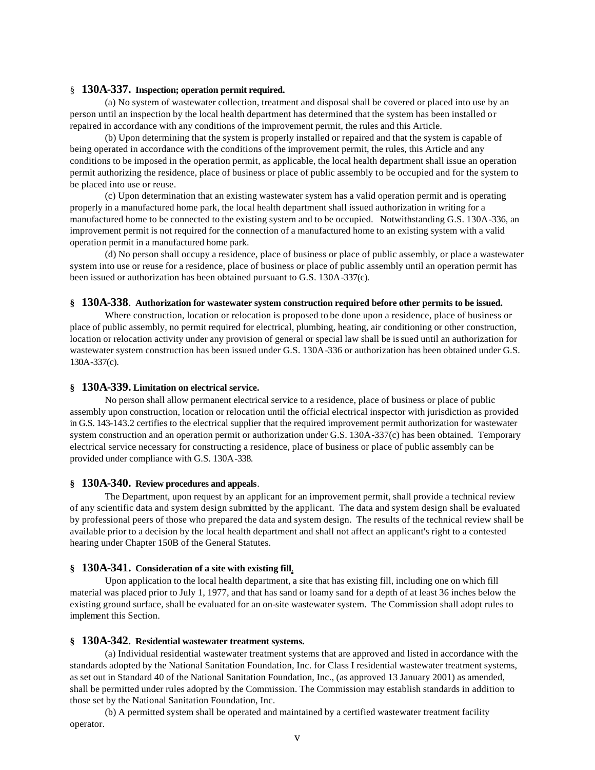**§ 130A-337. Inspection; operation permit required.**

(a) No system of wastewater collection, treatment and disposal shall be covered or placed into use by an person until an inspection by the local health department has determined that the system has been installed or repaired in accordance with any conditions of the improvement permit, the rules and this Article.

(b) Upon determining that the system is properly installed or repaired and that the system is capable of being operated in accordance with the conditions of the improvement permit, the rules, this Article and any conditions to be imposed in the operation permit, as applicable, the local health department shall issue an operation permit authorizing the residence, place of business or place of public assembly to be occupied and for the system to be placed into use or reuse.

(c) Upon determination that an existing wastewater system has a valid operation permit and is operating properly in a manufactured home park, the local health department shall issued authorization in writing for a manufactured home to be connected to the existing system and to be occupied. Notwithstanding G.S. 130A-336, an improvement permit is not required for the connection of a manufactured home to an existing system with a valid operation permit in a manufactured home park.

(d) No person shall occupy a residence, place of business or place of public assembly, or place a wastewater system into use or reuse for a residence, place of business or place of public assembly until an operation permit has been issued or authorization has been obtained pursuant to G.S. 130A-337(c).

**§ 130A-338. Authorization for wastewater system construction required before other permits to be issued.**

Where construction, location or relocation is proposed to be done upon a residence, place of business or place of public assembly, no permit required for electrical, plumbing, heating, air conditioning or other construction, location or relocation activity under any provision of general or special law shall be issued until an authorization for wastewater system construction has been issued under G.S. 130A-336 or authorization has been obtained under G.S. 130A-337(c).

**§ 130A-339. Limitation on electrical service.**

No person shall allow permanent electrical service to a residence, place of business or place of public assembly upon construction, location or relocation until the official electrical inspector with jurisdiction as provided in G.S. 143-143.2 certifies to the electrical supplier that the required improvement permit authorization for wastewater system construction and an operation permit or authorization under G.S. 130A-337(c) has been obtained. Temporary electrical service necessary for constructing a residence, place of business or place of public assembly can be provided under compliance with G.S. 130A-338.

**§ 130A-340. Review procedures and appeals.**

The Department, upon request by an applicant for an improvement permit, shall provide a technical review of any scientific data and system design submitted by the applicant. The data and system design shall be evaluated by professional peers of those who prepared the data and system design. The results of the technical review shall be available prior to a decision by the local health department and shall not affect an applicant's right to a contested hearing under Chapter 150B of the General Statutes.

**§ 130A-341. Consideration of a site with existing fill.**

Upon application to the local health department, a site that has existing fill, including one on which fill material was placed prior to July 1, 1977, and that has sand or loamy sand for a depth of at least 36 inches below the existing ground surface, shall be evaluated for an on-site wastewater system. The Commission shall adopt rules to implement this Section.

**§ 130A-342. Residential wastewater treatment systems.**

(a) Individual residential wastewater treatment systems that are approved and listed in accordance with the standards adopted by the National Sanitation Foundation, Inc. for Class I residential wastewater treatment systems, as set out in Standard 40 of the National Sanitation Foundation, Inc., (as approved 13 January 2001) as amended, shall be permitted under rules adopted by the Commission. The Commission may establish standards in addition to those set by the National Sanitation Foundation, Inc.

(b) A permitted system shall be operated and maintained by a certified wastewater treatment facility operator.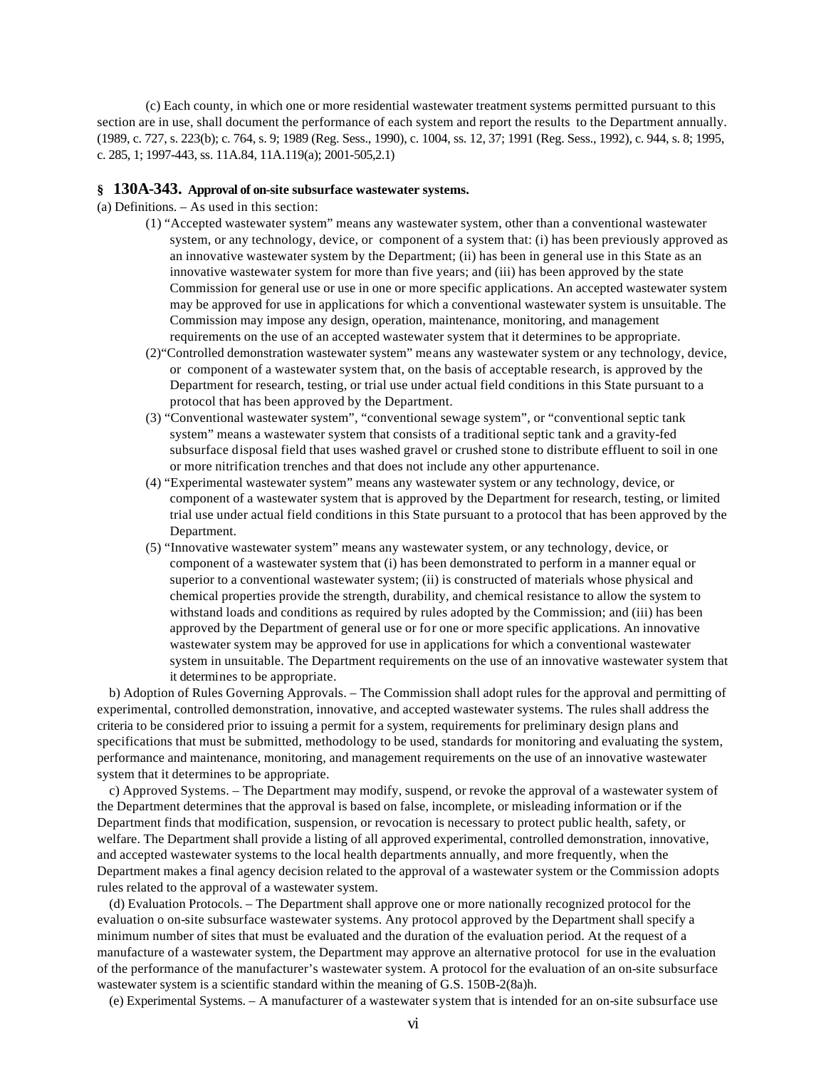(c) Each county, in which one or more residential wastewater treatment systems permitted pursuant to this section are in use, shall document the performance of each system and report the results to the Department annually. (1989, c. 727, s. 223(b); c. 764, s. 9; 1989 (Reg. Sess., 1990), c. 1004, ss. 12, 37; 1991 (Reg. Sess., 1992), c. 944, s. 8; 1995, c. 285, 1; 1997-443, ss. 11A.84, 11A.119(a); 2001-505,2.1)

### § 130A-343. Approval of on-site subsurface wastewater systems.

(a) Definitions. – As used in this section:

(1) "Accepted wastewater system" means any wastewater system, other than a conventional wastewater system, or any technology, device, or component of a system that: (i) has been previously approved as an innovative wastewater system by the Department; (ii) has been in general use in this State as an innovative wastewater system for more than five years; and (iii) has been approved by the state Commission for general use or use in one or more specific applications. An accepted wastewater system may be approved for use in applications for which a conventional wastewater system is unsuitable. The Commission may impose any design, operation, maintenance, monitoring, and management requirements on the use of an accepted wastewater system that it determines to be appropriate.

(2)"Controlled demonstration wastewater system" means any wastewater system or any technology, device, or component of a wastewater system that, on the basis of acceptable research, is approved by the Department for research, testing, or trial use under actual field conditions in this State pursuant to a protocol that has been approved by the Department.

(3) "Conventional wastewater system", "conventional sewage system", or "conventional septic tank system" means a wastewater system that consists of a traditional septic tank and a gravity-fed subsurface disposal field that uses washed gravel or crushed stone to distribute effluent to soil in one or more nitrification trenches and that does not include any other appurtenance.

(4) "Experimental wastewater system" means any wastewater system or any technology, device, or component of a wastewater system that is approved by the Department for research, testing, or limited trial use under actual field conditions in this State pursuant to a protocol that has been approved by the Department.

(5) "Innovative wastewater system" means any wastewater system, or any technology, device, or component of a wastewater system that (i) has been demonstrated to perform in a manner equal or superior to a conventional wastewater system; (ii) is constructed of materials whose physical and chemical properties provide the strength, durability, and chemical resistance to allow the system to withstand loads and conditions as required by rules adopted by the Commission; and (iii) has been approved by the Department of general use or for one or more specific applications. An innovative wastewater system may be approved for use in applications for which a conventional wastewater system in unsuitable. The Department requirements on the use of an innovative wastewater system that it determines to be appropriate.

b) Adoption of Rules Governing Approvals. – The Commission shall adopt rules for the approval and permitting of experimental, controlled demonstration, innovative, and accepted wastewater systems. The rules shall address the criteria to be considered prior to issuing a permit for a system, requirements for preliminary design plans and specifications that must be submitted, methodology to be used, standards for monitoring and evaluating the system, performance and maintenance, monitoring, and management requirements on the use of an innovative wastewater system that it determines to be appropriate.

c) Approved Systems. – The Department may modify, suspend, or revoke the approval of a wastewater system of the Department determines that the approval is based on false, incomplete, or misleading information or if the Department finds that modification, suspension, or revocation is necessary to protect public health, safety, or welfare. The Department shall provide a listing of all approved experimental, controlled demonstration, innovative, and accepted wastewater systems to the local health departments annually, and more frequently, when the Department makes a final agency decision related to the approval of a wastewater system or the Commission adopts rules related to the approval of a wastewater system.

(d) Evaluation Protocols. – The Department shall approve one or more nationally recognized protocol for the evaluation o on-site subsurface wastewater systems. Any protocol approved by the Department shall specify a minimum number of sites that must be evaluated and the duration of the evaluation period. At the request of a manufacture of a wastewater system, the Department may approve an alternative protocol for use in the evaluation of the performance of the manufacturer's wastewater system. A protocol for the evaluation of an on-site subsurface wastewater system is a scientific standard within the meaning of G.S. 150B-2(8a)h.

(e) Experimental Systems. – A manufacturer of a wastewater system that is intended for an on-site subsurface use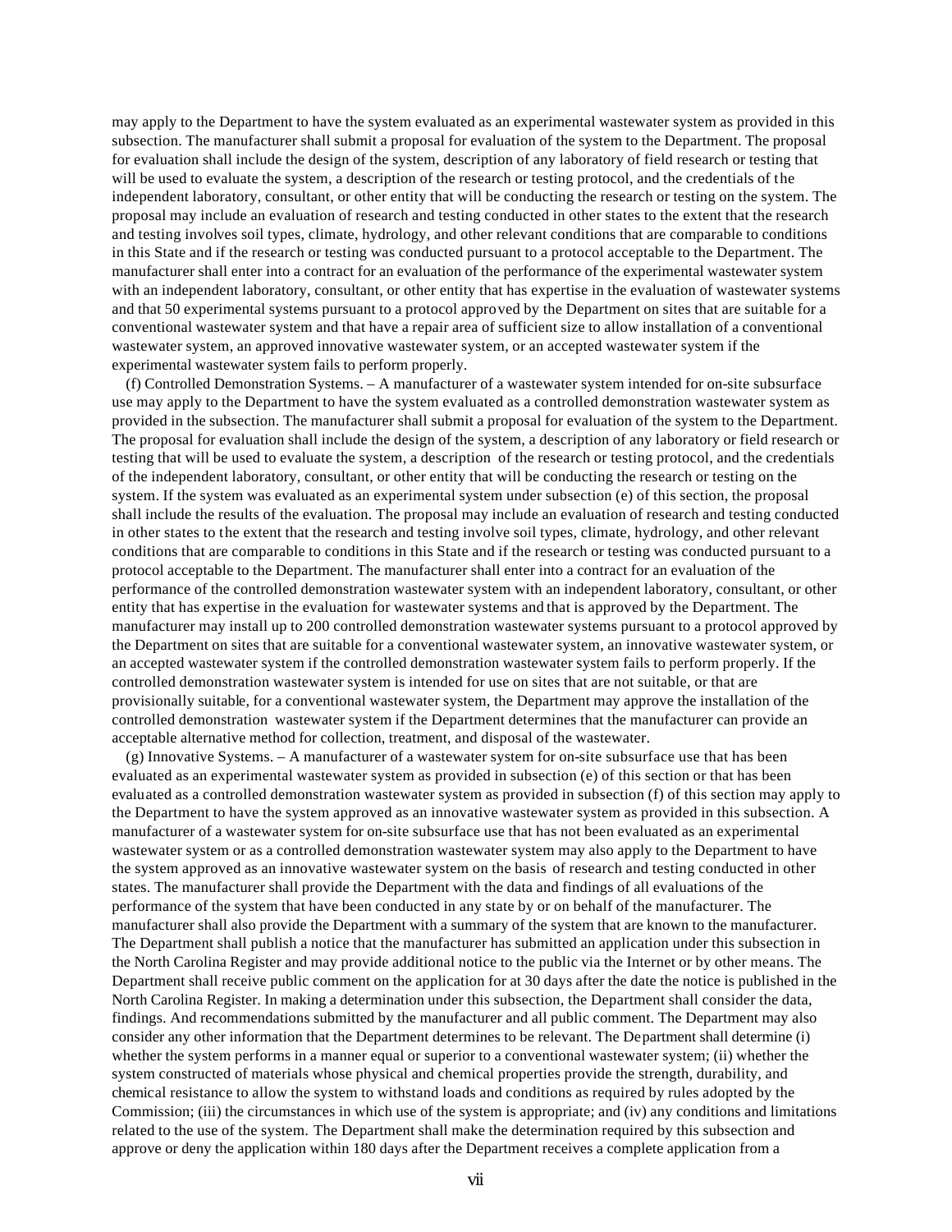may apply to the Department to have the system evaluated as an experimental wastewater system as provided in this subsection. The manufacturer shall submit a proposal for evaluation of the system to the Department. The proposal for evaluation shall include the design of the system, description of any laboratory of field research or testing that will be used to evaluate the system, a description of the research or testing protocol, and the credentials of the independent laboratory, consultant, or other entity that will be conducting the research or testing on the system. The proposal may include an evaluation of research and testing conducted in other states to the extent that the research and testing involves soil types, climate, hydrology, and other relevant conditions that are comparable to conditions in this State and if the research or testing was conducted pursuant to a protocol acceptable to the Department. The manufacturer shall enter into a contract for an evaluation of the performance of the experimental wastewater system with an independent laboratory, consultant, or other entity that has expertise in the evaluation of wastewater systems and that 50 experimental systems pursuant to a protocol approved by the Department on sites that are suitable for a conventional wastewater system and that have a repair area of sufficient size to allow installation of a conventional wastewater system, an approved innovative wastewater system, or an accepted wastewater system if the experimental wastewater system fails to perform properly.

(f) Controlled Demonstration Systems. – A manufacturer of a wastewater system intended for on-site subsurface use may apply to the Department to have the system evaluated as a controlled demonstration wastewater system as provided in the subsection. The manufacturer shall submit a proposal for evaluation of the system to the Department. The proposal for evaluation shall include the design of the system, a description of any laboratory or field research or testing that will be used to evaluate the system, a description of the research or testing protocol, and the credentials of the independent laboratory, consultant, or other entity that will be conducting the research or testing on the system. If the system was evaluated as an experimental system under subsection (e) of this section, the proposal shall include the results of the evaluation. The proposal may include an evaluation of research and testing conducted in other states to the extent that the research and testing involve soil types, climate, hydrology, and other relevant conditions that are comparable to conditions in this State and if the research or testing was conducted pursuant to a protocol acceptable to the Department. The manufacturer shall enter into a contract for an evaluation of the performance of the controlled demonstration wastewater system with an independent laboratory, consultant, or other entity that has expertise in the evaluation for wastewater systems and that is approved by the Department. The manufacturer may install up to 200 controlled demonstration wastewater systems pursuant to a protocol approved by the Department on sites that are suitable for a conventional wastewater system, an innovative wastewater system, or an accepted wastewater system if the controlled demonstration wastewater system fails to perform properly. If the controlled demonstration wastewater system is intended for use on sites that are not suitable, or that are provisionally suitable, for a conventional wastewater system, the Department may approve the installation of the controlled demonstration wastewater system if the Department determines that the manufacturer can provide an acceptable alternative method for collection, treatment, and disposal of the wastewater.

(g) Innovative Systems. – A manufacturer of a wastewater system for on-site subsurface use that has been evaluated as an experimental wastewater system as provided in subsection (e) of this section or that has been evaluated as a controlled demonstration wastewater system as provided in subsection (f) of this section may apply to the Department to have the system approved as an innovative wastewater system as provided in this subsection. A manufacturer of a wastewater system for on-site subsurface use that has not been evaluated as an experimental wastewater system or as a controlled demonstration wastewater system may also apply to the Department to have the system approved as an innovative wastewater system on the basis of research and testing conducted in other states. The manufacturer shall provide the Department with the data and findings of all evaluations of the performance of the system that have been conducted in any state by or on behalf of the manufacturer. The manufacturer shall also provide the Department with a summary of the system that are known to the manufacturer. The Department shall publish a notice that the manufacturer has submitted an application under this subsection in the North Carolina Register and may provide additional notice to the public via the Internet or by other means. The Department shall receive public comment on the application for at 30 days after the date the notice is published in the North Carolina Register. In making a determination under this subsection, the Department shall consider the data, findings. And recommendations submitted by the manufacturer and all public comment. The Department may also consider any other information that the Department determines to be relevant. The Department shall determine (i) whether the system performs in a manner equal or superior to a conventional wastewater system; (ii) whether the system constructed of materials whose physical and chemical properties provide the strength, durability, and chemical resistance to allow the system to withstand loads and conditions as required by rules adopted by the Commission; (iii) the circumstances in which use of the system is appropriate; and (iv) any conditions and limitations related to the use of the system. The Department shall make the determination required by this subsection and approve or deny the application within 180 days after the Department receives a complete application from a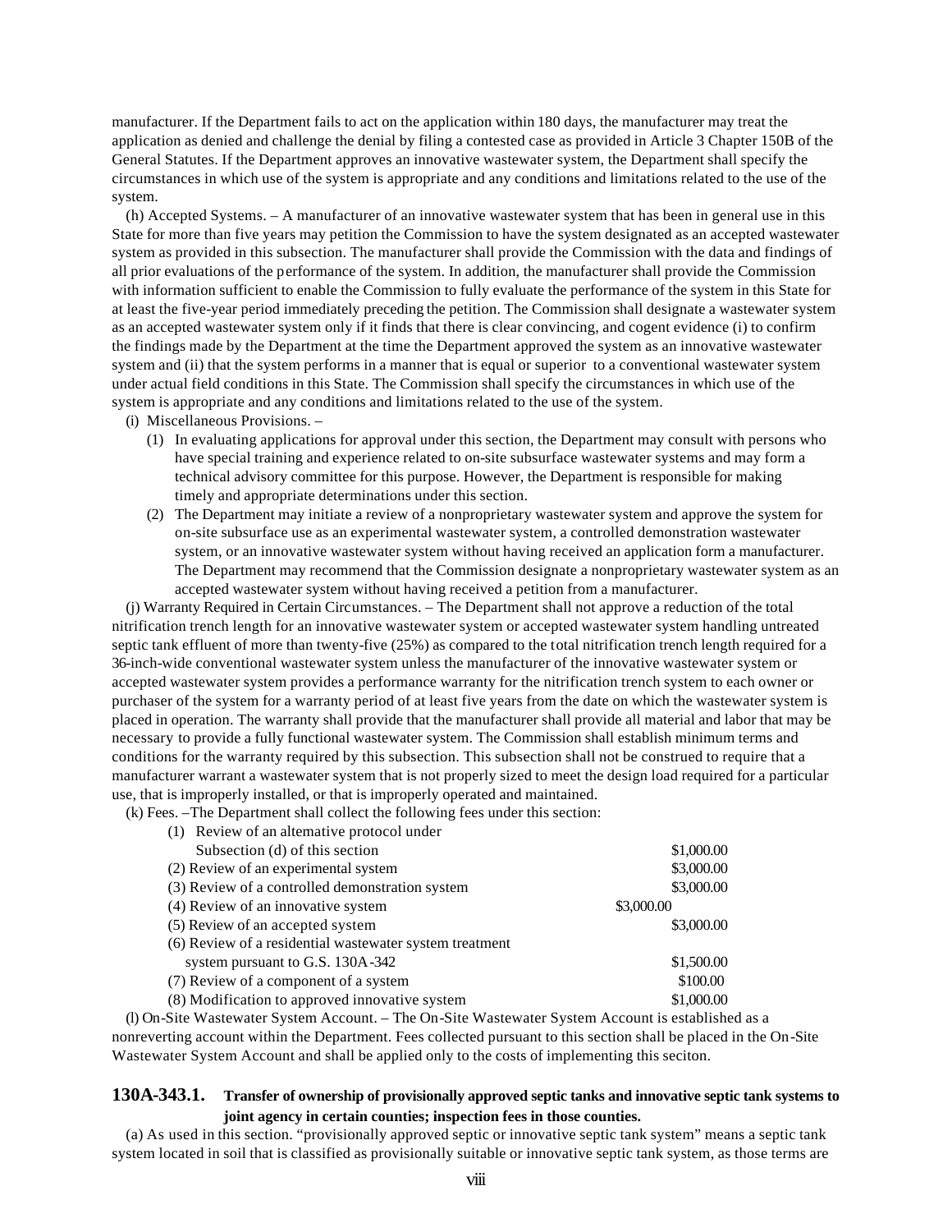manufacturer. If the Department fails to act on the application within 180 days, the manufacturer may treat the application as denied and challenge the denial by filing a contested case as provided in Article 3 Chapter 150B of the General Statutes. If the Department approves an innovative wastewater system, the Department shall specify the circumstances in which use of the system is appropriate and any conditions and limitations related to the use of the system.

(h) Accepted Systems. – A manufacturer of an innovative wastewater system that has been in general use in this State for more than five years may petition the Commission to have the system designated as an accepted wastewater system as provided in this subsection. The manufacturer shall provide the Commission with the data and findings of all prior evaluations of the performance of the system. In addition, the manufacturer shall provide the Commission with information sufficient to enable the Commission to fully evaluate the performance of the system in this State for at least the five-year period immediately preceding the petition. The Commission shall designate a wastewater system as an accepted wastewater system only if it finds that there is clear convincing, and cogent evidence (i) to confirm the findings made by the Department at the time the Department approved the system as an innovative wastewater system and (ii) that the system performs in a manner that is equal or superior to a conventional wastewater system under actual field conditions in this State. The Commission shall specify the circumstances in which use of the system is appropriate and any conditions and limitations related to the use of the system.

(i) Miscellaneous Provisions. –

(1) In evaluating applications for approval under this section, the Department may consult with persons who have special training and experience related to on-site subsurface wastewater systems and may form a technical advisory committee for this purpose. However, the Department is responsible for making timely and appropriate determinations under this section.

(2) The Department may initiate a review of a nonproprietary wastewater system and approve the system for on-site subsurface use as an experimental wastewater system, a controlled demonstration wastewater system, or an innovative wastewater system without having received an application form a manufacturer. The Department may recommend that the Commission designate a nonproprietary wastewater system as an accepted wastewater system without having received a petition from a manufacturer.

(j) Warranty Required in Certain Circumstances. – The Department shall not approve a reduction of the total nitrification trench length for an innovative wastewater system or accepted wastewater system handling untreated septic tank effluent of more than twenty-five (25%) as compared to the total nitrification trench length required for a 36-inch-wide conventional wastewater system unless the manufacturer of the innovative wastewater system or accepted wastewater system provides a performance warranty for the nitrification trench system to each owner or purchaser of the system for a warranty period of at least five years from the date on which the wastewater system is placed in operation. The warranty shall provide that the manufacturer shall provide all material and labor that may be necessary to provide a fully functional wastewater system. The Commission shall establish minimum terms and conditions for the warranty required by this subsection. This subsection shall not be construed to require that a manufacturer warrant a wastewater system that is not properly sized to meet the design load required for a particular use, that is improperly installed, or that is improperly operated and maintained.

(k) Fees. –The Department shall collect the following fees under this section:

| | |
|---|---|
| (1) Review of an altemative protocol under Subsection (d) of this section | $1,000.00 |
| (2) Review of an experimental system | $3,000.00 |
| (3) Review of a controlled demonstration system | $3,000.00 |
| (4) Review of an innovative system | $3,000.00 |
| (5) Review of an accepted system | $3,000.00 |
| (6) Review of a residential wastewater system treatment system pursuant to G.S. 130A-342 | $1,500.00 |
| (7) Review of a component of a system | $100.00 |
| (8) Modification to approved innovative system | $1,000.00 |

(l) On-Site Wastewater System Account. – The On-Site Wastewater System Account is established as a nonreverting account within the Department. Fees collected pursuant to this section shall be placed in the On-Site Wastewater System Account and shall be applied only to the costs of implementing this seciton.

## 130A-343.1. Transfer of ownership of provisionally approved septic tanks and innovative septic tank systems to joint agency in certain counties; inspection fees in those counties.

(a) As used in this section. "provisionally approved septic or innovative septic tank system" means a septic tank system located in soil that is classified as provisionally suitable or innovative septic tank system, as those terms are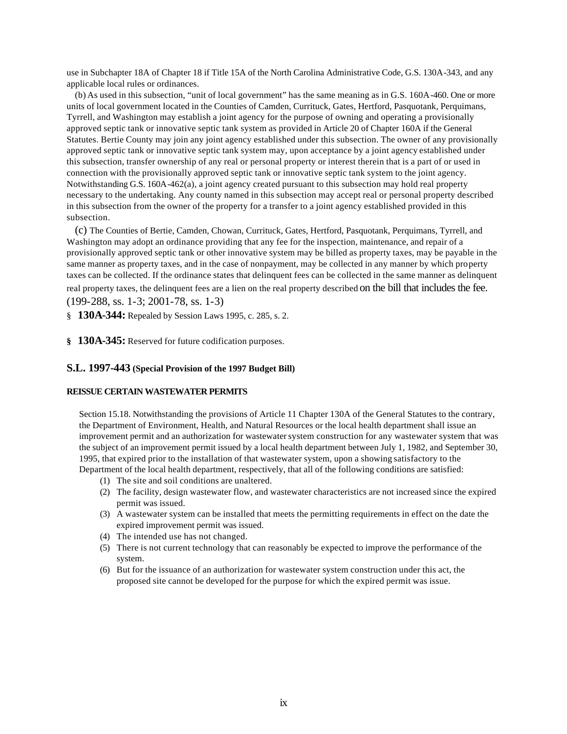use in Subchapter 18A of Chapter 18 if Title 15A of the North Carolina Administrative Code, G.S. 130A-343, and any applicable local rules or ordinances.

(b) As used in this subsection, "unit of local government" has the same meaning as in G.S. 160A-460. One or more units of local government located in the Counties of Camden, Currituck, Gates, Hertford, Pasquotank, Perquimans, Tyrrell, and Washington may establish a joint agency for the purpose of owning and operating a provisionally approved septic tank or innovative septic tank system as provided in Article 20 of Chapter 160A if the General Statutes. Bertie County may join any joint agency established under this subsection. The owner of any provisionally approved septic tank or innovative septic tank system may, upon acceptance by a joint agency established under this subsection, transfer ownership of any real or personal property or interest therein that is a part of or used in connection with the provisionally approved septic tank or innovative septic tank system to the joint agency. Notwithstanding G.S. 160A-462(a), a joint agency created pursuant to this subsection may hold real property necessary to the undertaking. Any county named in this subsection may accept real or personal property described in this subsection from the owner of the property for a transfer to a joint agency established provided in this subsection.

(c) The Counties of Bertie, Camden, Chowan, Currituck, Gates, Hertford, Pasquotank, Perquimans, Tyrrell, and Washington may adopt an ordinance providing that any fee for the inspection, maintenance, and repair of a provisionally approved septic tank or other innovative system may be billed as property taxes, may be payable in the same manner as property taxes, and in the case of nonpayment, may be collected in any manner by which property taxes can be collected. If the ordinance states that delinquent fees can be collected in the same manner as delinquent real property taxes, the delinquent fees are a lien on the real property described on the bill that includes the fee. (199-288, ss. 1-3; 2001-78, ss. 1-3)

§ **130A-344:** Repealed by Session Laws 1995, c. 285, s. 2.

§ **130A-345:** Reserved for future codification purposes.

## S.L. 1997-443 (Special Provision of the 1997 Budget Bill)

#### REISSUE CERTAIN WASTEWATER PERMITS

Section 15.18. Notwithstanding the provisions of Article 11 Chapter 130A of the General Statutes to the contrary, the Department of Environment, Health, and Natural Resources or the local health department shall issue an improvement permit and an authorization for wastewater system construction for any wastewater system that was the subject of an improvement permit issued by a local health department between July 1, 1982, and September 30, 1995, that expired prior to the installation of that wastewater system, upon a showing satisfactory to the Department of the local health department, respectively, that all of the following conditions are satisfied:

(1) The site and soil conditions are unaltered.
(2) The facility, design wastewater flow, and wastewater characteristics are not increased since the expired permit was issued.
(3) A wastewater system can be installed that meets the permitting requirements in effect on the date the expired improvement permit was issued.
(4) The intended use has not changed.
(5) There is not current technology that can reasonably be expected to improve the performance of the system.
(6) But for the issuance of an authorization for wastewater system construction under this act, the proposed site cannot be developed for the purpose for which the expired permit was issue.